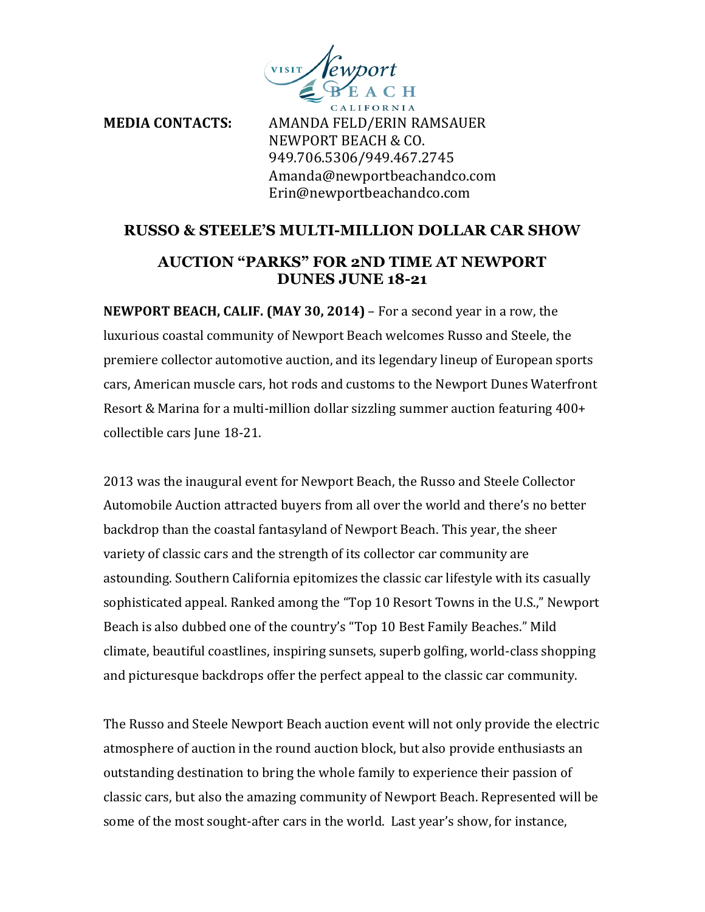VISIT Newport BEACH CALIFORNIA

**MEDIA CONTACTS:** AMANDA FELD/ERIN RAMSAUER
NEWPORT BEACH & CO.
949.706.5306/949.467.2745
Amanda@newportbeachandco.com
Erin@newportbeachandco.com

## RUSSO & STEELE'S MULTI-MILLION DOLLAR CAR SHOW

## AUCTION "PARKS" FOR 2ND TIME AT NEWPORT DUNES JUNE 18-21

**NEWPORT BEACH, CALIF. (MAY 30, 2014)** – For a second year in a row, the luxurious coastal community of Newport Beach welcomes Russo and Steele, the premiere collector automotive auction, and its legendary lineup of European sports cars, American muscle cars, hot rods and customs to the Newport Dunes Waterfront Resort & Marina for a multi-million dollar sizzling summer auction featuring 400+ collectible cars June 18-21.

2013 was the inaugural event for Newport Beach, the Russo and Steele Collector Automobile Auction attracted buyers from all over the world and there's no better backdrop than the coastal fantasyland of Newport Beach. This year, the sheer variety of classic cars and the strength of its collector car community are astounding. Southern California epitomizes the classic car lifestyle with its casually sophisticated appeal. Ranked among the "Top 10 Resort Towns in the U.S.," Newport Beach is also dubbed one of the country's "Top 10 Best Family Beaches." Mild climate, beautiful coastlines, inspiring sunsets, superb golfing, world-class shopping and picturesque backdrops offer the perfect appeal to the classic car community.

The Russo and Steele Newport Beach auction event will not only provide the electric atmosphere of auction in the round auction block, but also provide enthusiasts an outstanding destination to bring the whole family to experience their passion of classic cars, but also the amazing community of Newport Beach. Represented will be some of the most sought-after cars in the world. Last year's show, for instance,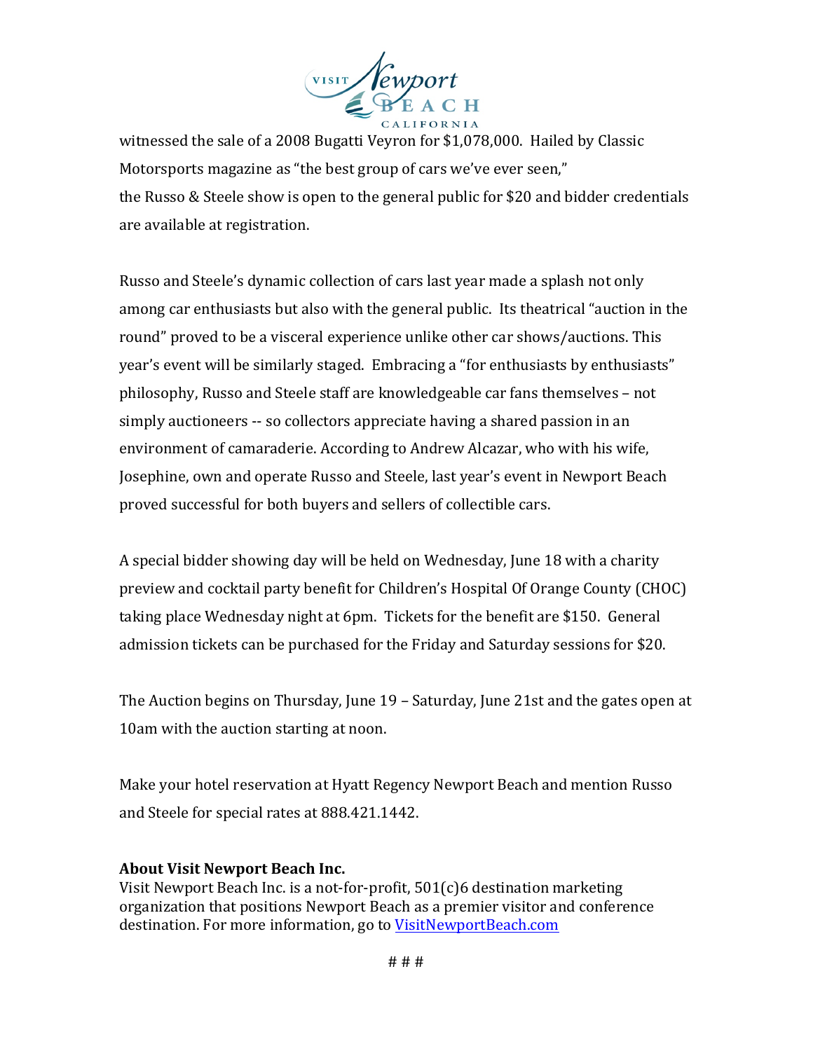witnessed the sale of a 2008 Bugatti Veyron for $1,078,000. Hailed by Classic Motorsports magazine as "the best group of cars we've ever seen," the Russo & Steele show is open to the general public for $20 and bidder credentials are available at registration.

Russo and Steele's dynamic collection of cars last year made a splash not only among car enthusiasts but also with the general public. Its theatrical "auction in the round" proved to be a visceral experience unlike other car shows/auctions. This year's event will be similarly staged. Embracing a "for enthusiasts by enthusiasts" philosophy, Russo and Steele staff are knowledgeable car fans themselves – not simply auctioneers -- so collectors appreciate having a shared passion in an environment of camaraderie. According to Andrew Alcazar, who with his wife, Josephine, own and operate Russo and Steele, last year's event in Newport Beach proved successful for both buyers and sellers of collectible cars.

A special bidder showing day will be held on Wednesday, June 18 with a charity preview and cocktail party benefit for Children's Hospital Of Orange County (CHOC) taking place Wednesday night at 6pm. Tickets for the benefit are $150. General admission tickets can be purchased for the Friday and Saturday sessions for $20.

The Auction begins on Thursday, June 19 – Saturday, June 21st and the gates open at 10am with the auction starting at noon.

Make your hotel reservation at Hyatt Regency Newport Beach and mention Russo and Steele for special rates at 888.421.1442.

**About Visit Newport Beach Inc.**

Visit Newport Beach Inc. is a not-for-profit, 501(c)6 destination marketing organization that positions Newport Beach as a premier visitor and conference destination. For more information, go to [VisitNewportBeach.com](VisitNewportBeach.com)

# # #